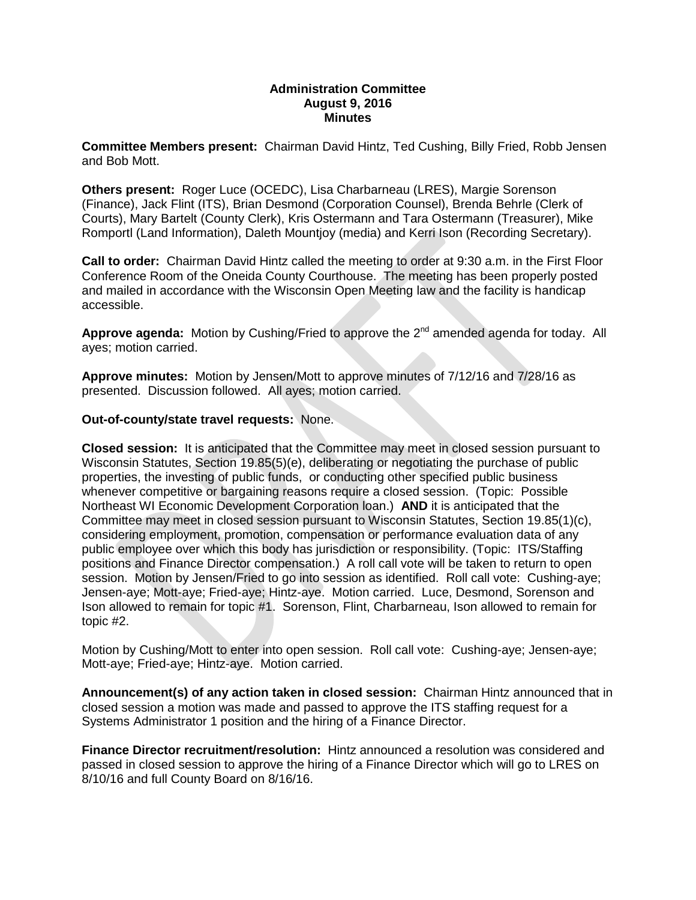**Administration Committee**
**August 9, 2016**
**Minutes**

**Committee Members present:** Chairman David Hintz, Ted Cushing, Billy Fried, Robb Jensen and Bob Mott.

**Others present:** Roger Luce (OCEDC), Lisa Charbarneau (LRES), Margie Sorenson (Finance), Jack Flint (ITS), Brian Desmond (Corporation Counsel), Brenda Behrle (Clerk of Courts), Mary Bartelt (County Clerk), Kris Ostermann and Tara Ostermann (Treasurer), Mike Romportl (Land Information), Daleth Mountjoy (media) and Kerri Ison (Recording Secretary).

**Call to order:** Chairman David Hintz called the meeting to order at 9:30 a.m. in the First Floor Conference Room of the Oneida County Courthouse. The meeting has been properly posted and mailed in accordance with the Wisconsin Open Meeting law and the facility is handicap accessible.

**Approve agenda:** Motion by Cushing/Fried to approve the 2nd amended agenda for today. All ayes; motion carried.

**Approve minutes:** Motion by Jensen/Mott to approve minutes of 7/12/16 and 7/28/16 as presented. Discussion followed. All ayes; motion carried.

**Out-of-county/state travel requests:** None.

**Closed session:** It is anticipated that the Committee may meet in closed session pursuant to Wisconsin Statutes, Section 19.85(5)(e), deliberating or negotiating the purchase of public properties, the investing of public funds, or conducting other specified public business whenever competitive or bargaining reasons require a closed session. (Topic: Possible Northeast WI Economic Development Corporation loan.) **AND** it is anticipated that the Committee may meet in closed session pursuant to Wisconsin Statutes, Section 19.85(1)(c), considering employment, promotion, compensation or performance evaluation data of any public employee over which this body has jurisdiction or responsibility. (Topic: ITS/Staffing positions and Finance Director compensation.) A roll call vote will be taken to return to open session. Motion by Jensen/Fried to go into session as identified. Roll call vote: Cushing-aye; Jensen-aye; Mott-aye; Fried-aye; Hintz-aye. Motion carried. Luce, Desmond, Sorenson and Ison allowed to remain for topic #1. Sorenson, Flint, Charbarneau, Ison allowed to remain for topic #2.

Motion by Cushing/Mott to enter into open session. Roll call vote: Cushing-aye; Jensen-aye; Mott-aye; Fried-aye; Hintz-aye. Motion carried.

**Announcement(s) of any action taken in closed session:** Chairman Hintz announced that in closed session a motion was made and passed to approve the ITS staffing request for a Systems Administrator 1 position and the hiring of a Finance Director.

**Finance Director recruitment/resolution:** Hintz announced a resolution was considered and passed in closed session to approve the hiring of a Finance Director which will go to LRES on 8/10/16 and full County Board on 8/16/16.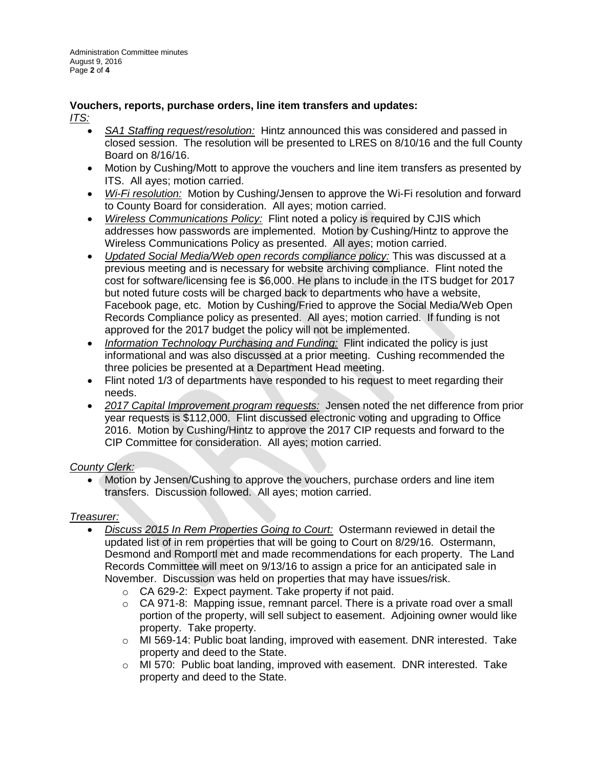**Vouchers, reports, purchase orders, line item transfers and updates:**

*ITS:*

- *SA1 Staffing request/resolution:* Hintz announced this was considered and passed in closed session. The resolution will be presented to LRES on 8/10/16 and the full County Board on 8/16/16.
- Motion by Cushing/Mott to approve the vouchers and line item transfers as presented by ITS. All ayes; motion carried.
- *Wi-Fi resolution:* Motion by Cushing/Jensen to approve the Wi-Fi resolution and forward to County Board for consideration. All ayes; motion carried.
- *Wireless Communications Policy:* Flint noted a policy is required by CJIS which addresses how passwords are implemented. Motion by Cushing/Hintz to approve the Wireless Communications Policy as presented. All ayes; motion carried.
- *Updated Social Media/Web open records compliance policy:* This was discussed at a previous meeting and is necessary for website archiving compliance. Flint noted the cost for software/licensing fee is $6,000. He plans to include in the ITS budget for 2017 but noted future costs will be charged back to departments who have a website, Facebook page, etc. Motion by Cushing/Fried to approve the Social Media/Web Open Records Compliance policy as presented. All ayes; motion carried. If funding is not approved for the 2017 budget the policy will not be implemented.
- *Information Technology Purchasing and Funding:* Flint indicated the policy is just informational and was also discussed at a prior meeting. Cushing recommended the three policies be presented at a Department Head meeting.
- Flint noted 1/3 of departments have responded to his request to meet regarding their needs.
- *2017 Capital Improvement program requests:* Jensen noted the net difference from prior year requests is $112,000. Flint discussed electronic voting and upgrading to Office 2016. Motion by Cushing/Hintz to approve the 2017 CIP requests and forward to the CIP Committee for consideration. All ayes; motion carried.

*County Clerk:*

- Motion by Jensen/Cushing to approve the vouchers, purchase orders and line item transfers. Discussion followed. All ayes; motion carried.

*Treasurer:*

- *Discuss 2015 In Rem Properties Going to Court:* Ostermann reviewed in detail the updated list of in rem properties that will be going to Court on 8/29/16. Ostermann, Desmond and Romportl met and made recommendations for each property. The Land Records Committee will meet on 9/13/16 to assign a price for an anticipated sale in November. Discussion was held on properties that may have issues/risk.
  - CA 629-2: Expect payment. Take property if not paid.
  - CA 971-8: Mapping issue, remnant parcel. There is a private road over a small portion of the property, will sell subject to easement. Adjoining owner would like property. Take property.
  - MI 569-14: Public boat landing, improved with easement. DNR interested. Take property and deed to the State.
  - MI 570: Public boat landing, improved with easement. DNR interested. Take property and deed to the State.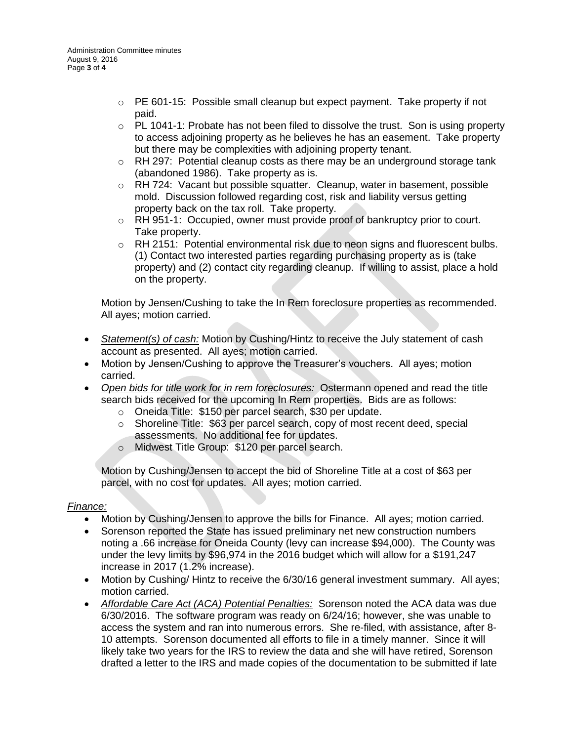- PE 601-15: Possible small cleanup but expect payment. Take property if not paid.
  - PL 1041-1: Probate has not been filed to dissolve the trust. Son is using property to access adjoining property as he believes he has an easement. Take property but there may be complexities with adjoining property tenant.
  - RH 297: Potential cleanup costs as there may be an underground storage tank (abandoned 1986). Take property as is.
  - RH 724: Vacant but possible squatter. Cleanup, water in basement, possible mold. Discussion followed regarding cost, risk and liability versus getting property back on the tax roll. Take property.
  - RH 951-1: Occupied, owner must provide proof of bankruptcy prior to court. Take property.
  - RH 2151: Potential environmental risk due to neon signs and fluorescent bulbs. (1) Contact two interested parties regarding purchasing property as is (take property) and (2) contact city regarding cleanup. If willing to assist, place a hold on the property.

  Motion by Jensen/Cushing to take the In Rem foreclosure properties as recommended. All ayes; motion carried.

- *Statement(s) of cash:* Motion by Cushing/Hintz to receive the July statement of cash account as presented. All ayes; motion carried.
- Motion by Jensen/Cushing to approve the Treasurer's vouchers. All ayes; motion carried.
- *Open bids for title work for in rem foreclosures:* Ostermann opened and read the title search bids received for the upcoming In Rem properties. Bids are as follows:
  - Oneida Title: $150 per parcel search, $30 per update.
  - Shoreline Title: $63 per parcel search, copy of most recent deed, special assessments. No additional fee for updates.
  - Midwest Title Group: $120 per parcel search.

  Motion by Cushing/Jensen to accept the bid of Shoreline Title at a cost of $63 per parcel, with no cost for updates. All ayes; motion carried.

*Finance:*

- Motion by Cushing/Jensen to approve the bills for Finance. All ayes; motion carried.
- Sorenson reported the State has issued preliminary net new construction numbers noting a .66 increase for Oneida County (levy can increase $94,000). The County was under the levy limits by $96,974 in the 2016 budget which will allow for a $191,247 increase in 2017 (1.2% increase).
- Motion by Cushing/ Hintz to receive the 6/30/16 general investment summary. All ayes; motion carried.
- *Affordable Care Act (ACA) Potential Penalties:* Sorenson noted the ACA data was due 6/30/2016. The software program was ready on 6/24/16; however, she was unable to access the system and ran into numerous errors. She re-filed, with assistance, after 8-10 attempts. Sorenson documented all efforts to file in a timely manner. Since it will likely take two years for the IRS to review the data and she will have retired, Sorenson drafted a letter to the IRS and made copies of the documentation to be submitted if late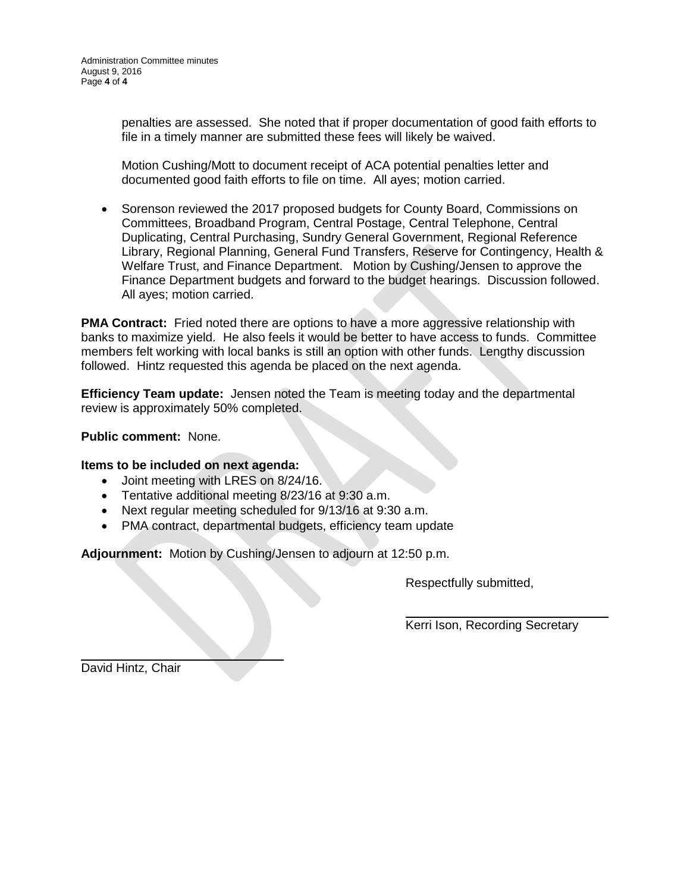penalties are assessed. She noted that if proper documentation of good faith efforts to file in a timely manner are submitted these fees will likely be waived.

Motion Cushing/Mott to document receipt of ACA potential penalties letter and documented good faith efforts to file on time. All ayes; motion carried.

- Sorenson reviewed the 2017 proposed budgets for County Board, Commissions on Committees, Broadband Program, Central Postage, Central Telephone, Central Duplicating, Central Purchasing, Sundry General Government, Regional Reference Library, Regional Planning, General Fund Transfers, Reserve for Contingency, Health & Welfare Trust, and Finance Department. Motion by Cushing/Jensen to approve the Finance Department budgets and forward to the budget hearings. Discussion followed. All ayes; motion carried.

**PMA Contract:** Fried noted there are options to have a more aggressive relationship with banks to maximize yield. He also feels it would be better to have access to funds. Committee members felt working with local banks is still an option with other funds. Lengthy discussion followed. Hintz requested this agenda be placed on the next agenda.

**Efficiency Team update:** Jensen noted the Team is meeting today and the departmental review is approximately 50% completed.

**Public comment:** None.

**Items to be included on next agenda:**

- Joint meeting with LRES on 8/24/16.
- Tentative additional meeting 8/23/16 at 9:30 a.m.
- Next regular meeting scheduled for 9/13/16 at 9:30 a.m.
- PMA contract, departmental budgets, efficiency team update

**Adjournment:** Motion by Cushing/Jensen to adjourn at 12:50 p.m.

Respectfully submitted,

\_\_\_\_\_\_\_\_\_\_\_\_\_\_\_\_\_\_\_\_\_\_\_\_\_\_\_\_\_\_

Kerri Ison, Recording Secretary

\_\_\_\_\_\_\_\_\_\_\_\_\_\_\_\_\_\_\_\_\_\_\_\_\_\_\_\_\_\_

David Hintz, Chair